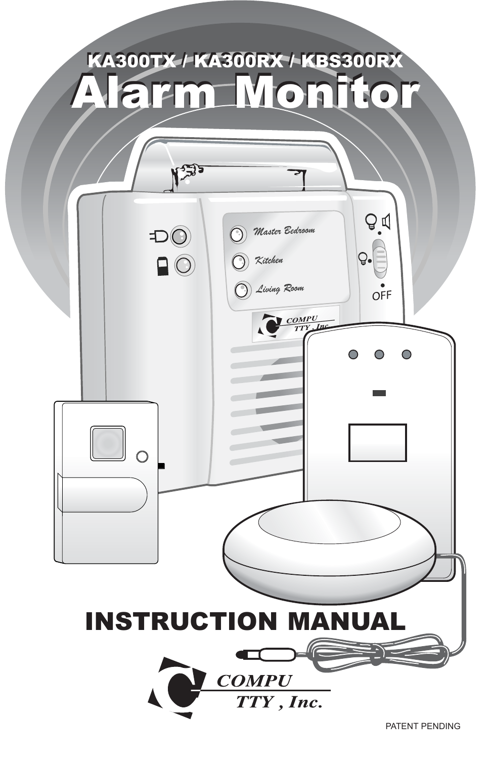# KA300TX / KA300RX / KBS300RX

# Alarm Monitor

# INSTRUCTION MANUAL

COMPU TTY , Inc.

PATENT PENDING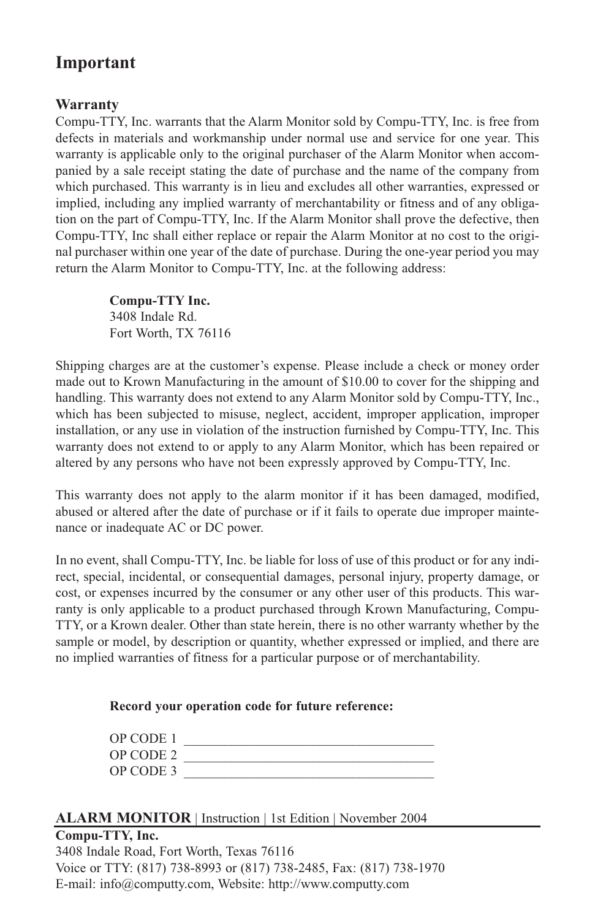# Important

### Warranty

Compu-TTY, Inc. warrants that the Alarm Monitor sold by Compu-TTY, Inc. is free from defects in materials and workmanship under normal use and service for one year. This warranty is applicable only to the original purchaser of the Alarm Monitor when accompanied by a sale receipt stating the date of purchase and the name of the company from which purchased. This warranty is in lieu and excludes all other warranties, expressed or implied, including any implied warranty of merchantability or fitness and of any obligation on the part of Compu-TTY, Inc. If the Alarm Monitor shall prove the defective, then Compu-TTY, Inc shall either replace or repair the Alarm Monitor at no cost to the original purchaser within one year of the date of purchase. During the one-year period you may return the Alarm Monitor to Compu-TTY, Inc. at the following address:

**Compu-TTY Inc.**
3408 Indale Rd.
Fort Worth, TX 76116

Shipping charges are at the customer's expense. Please include a check or money order made out to Krown Manufacturing in the amount of $10.00 to cover for the shipping and handling. This warranty does not extend to any Alarm Monitor sold by Compu-TTY, Inc., which has been subjected to misuse, neglect, accident, improper application, improper installation, or any use in violation of the instruction furnished by Compu-TTY, Inc. This warranty does not extend to or apply to any Alarm Monitor, which has been repaired or altered by any persons who have not been expressly approved by Compu-TTY, Inc.

This warranty does not apply to the alarm monitor if it has been damaged, modified, abused or altered after the date of purchase or if it fails to operate due improper maintenance or inadequate AC or DC power.

In no event, shall Compu-TTY, Inc. be liable for loss of use of this product or for any indirect, special, incidental, or consequential damages, personal injury, property damage, or cost, or expenses incurred by the consumer or any other user of this products. This warranty is only applicable to a product purchased through Krown Manufacturing, Compu-TTY, or a Krown dealer. Other than state herein, there is no other warranty whether by the sample or model, by description or quantity, whether expressed or implied, and there are no implied warranties of fitness for a particular purpose or of merchantability.

**Record your operation code for future reference:**

OP CODE 1 ______________________________________
OP CODE 2 ______________________________________
OP CODE 3 ______________________________________

**ALARM MONITOR** | Instruction | 1st Edition | November 2004

**Compu-TTY, Inc.**
3408 Indale Road, Fort Worth, Texas 76116
Voice or TTY: (817) 738-8993 or (817) 738-2485, Fax: (817) 738-1970
E-mail: info@computty.com, Website: http://www.computty.com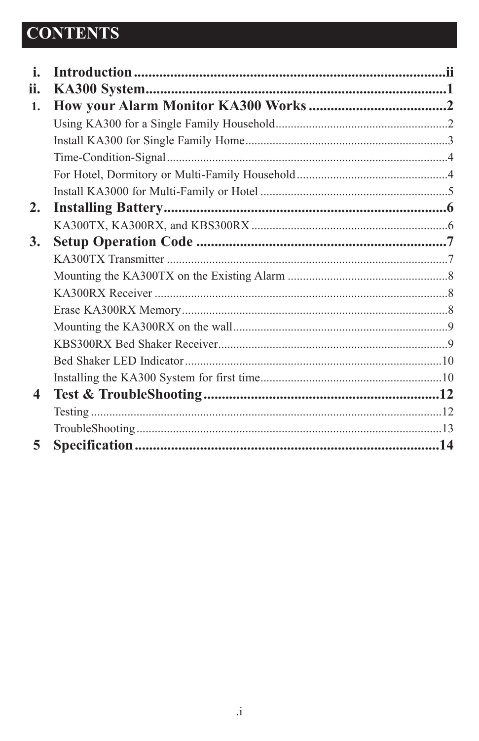# CONTENTS

i. **Introduction** ........................................................................................ii

ii. **KA300 System**.........................................................................................1

1. **How your Alarm Monitor KA300 Works** ......................................2
   - Using KA300 for a Single Family Household.........................................................2
   - Install KA300 for Single Family Home...................................................................3
   - Time-Condition-Signal............................................................................................4
   - For Hotel, Dormitory or Multi-Family Household..................................................4
   - Install KA3000 for Multi-Family or Hotel ..............................................................5
2. **Installing Battery**.............................................................................6
   - KA300TX, KA300RX, and KBS300RX .................................................................6
3. **Setup Operation Code** ....................................................................7
   - KA300TX Transmitter .............................................................................................7
   - Mounting the KA300TX on the Existing Alarm .....................................................8
   - KA300RX Receiver .................................................................................................8
   - Erase KA300RX Memory........................................................................................8
   - Mounting the KA300RX on the wall.......................................................................9
   - KBS300RX Bed Shaker Receiver............................................................................9
   - Bed Shaker LED Indicator.....................................................................................10
   - Installing the KA300 System for first time............................................................10

4 **Test & TroubleShooting**.................................................................12
   - Testing ....................................................................................................................12
   - TroubleShooting.....................................................................................................13

5 **Specification**....................................................................................14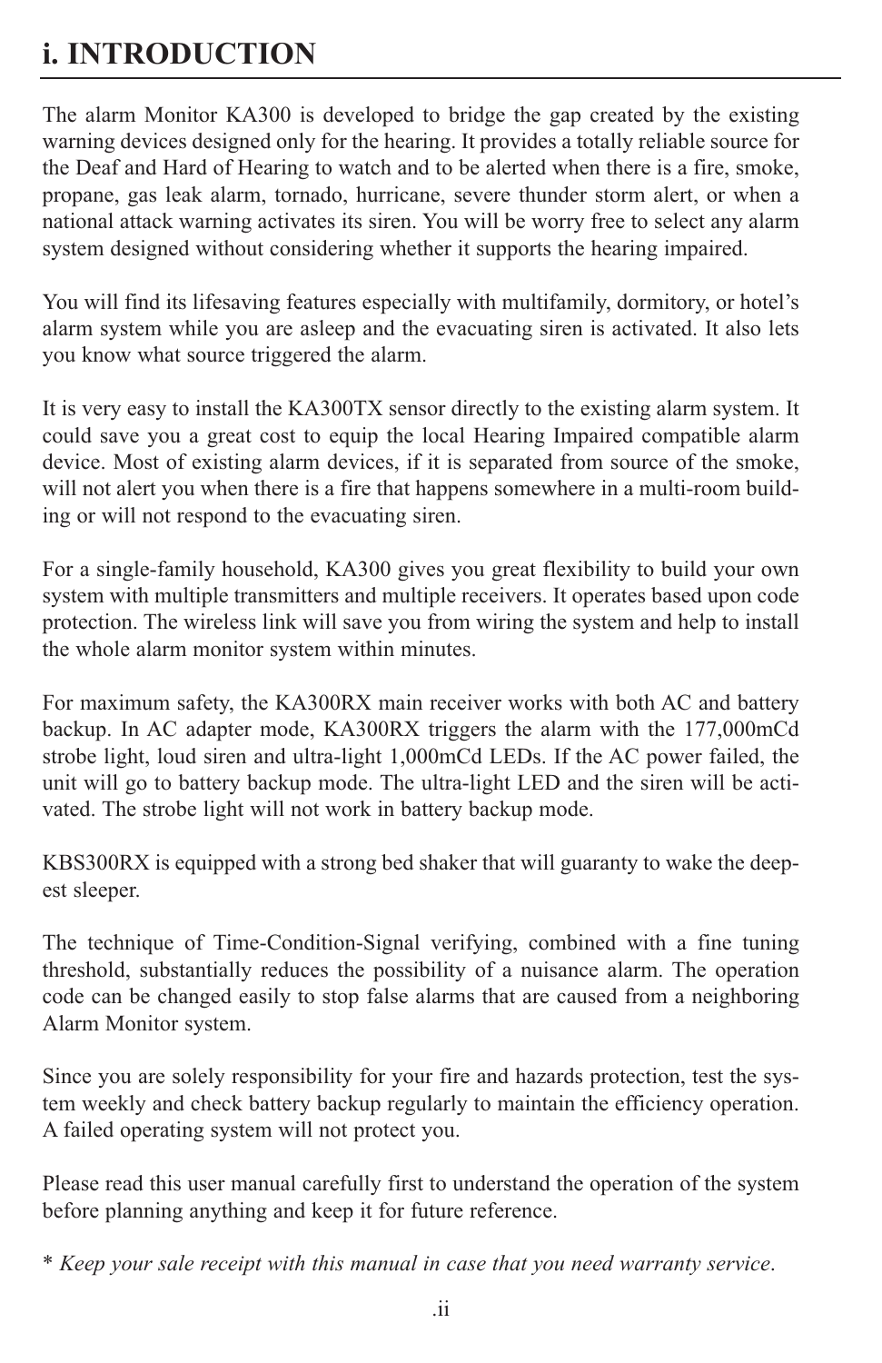# i. INTRODUCTION

The alarm Monitor KA300 is developed to bridge the gap created by the existing warning devices designed only for the hearing. It provides a totally reliable source for the Deaf and Hard of Hearing to watch and to be alerted when there is a fire, smoke, propane, gas leak alarm, tornado, hurricane, severe thunder storm alert, or when a national attack warning activates its siren. You will be worry free to select any alarm system designed without considering whether it supports the hearing impaired.

You will find its lifesaving features especially with multifamily, dormitory, or hotel's alarm system while you are asleep and the evacuating siren is activated. It also lets you know what source triggered the alarm.

It is very easy to install the KA300TX sensor directly to the existing alarm system. It could save you a great cost to equip the local Hearing Impaired compatible alarm device. Most of existing alarm devices, if it is separated from source of the smoke, will not alert you when there is a fire that happens somewhere in a multi-room building or will not respond to the evacuating siren.

For a single-family household, KA300 gives you great flexibility to build your own system with multiple transmitters and multiple receivers. It operates based upon code protection. The wireless link will save you from wiring the system and help to install the whole alarm monitor system within minutes.

For maximum safety, the KA300RX main receiver works with both AC and battery backup. In AC adapter mode, KA300RX triggers the alarm with the 177,000mCd strobe light, loud siren and ultra-light 1,000mCd LEDs. If the AC power failed, the unit will go to battery backup mode. The ultra-light LED and the siren will be activated. The strobe light will not work in battery backup mode.

KBS300RX is equipped with a strong bed shaker that will guaranty to wake the deepest sleeper.

The technique of Time-Condition-Signal verifying, combined with a fine tuning threshold, substantially reduces the possibility of a nuisance alarm. The operation code can be changed easily to stop false alarms that are caused from a neighboring Alarm Monitor system.

Since you are solely responsibility for your fire and hazards protection, test the system weekly and check battery backup regularly to maintain the efficiency operation. A failed operating system will not protect you.

Please read this user manual carefully first to understand the operation of the system before planning anything and keep it for future reference.

\* *Keep your sale receipt with this manual in case that you need warranty service.*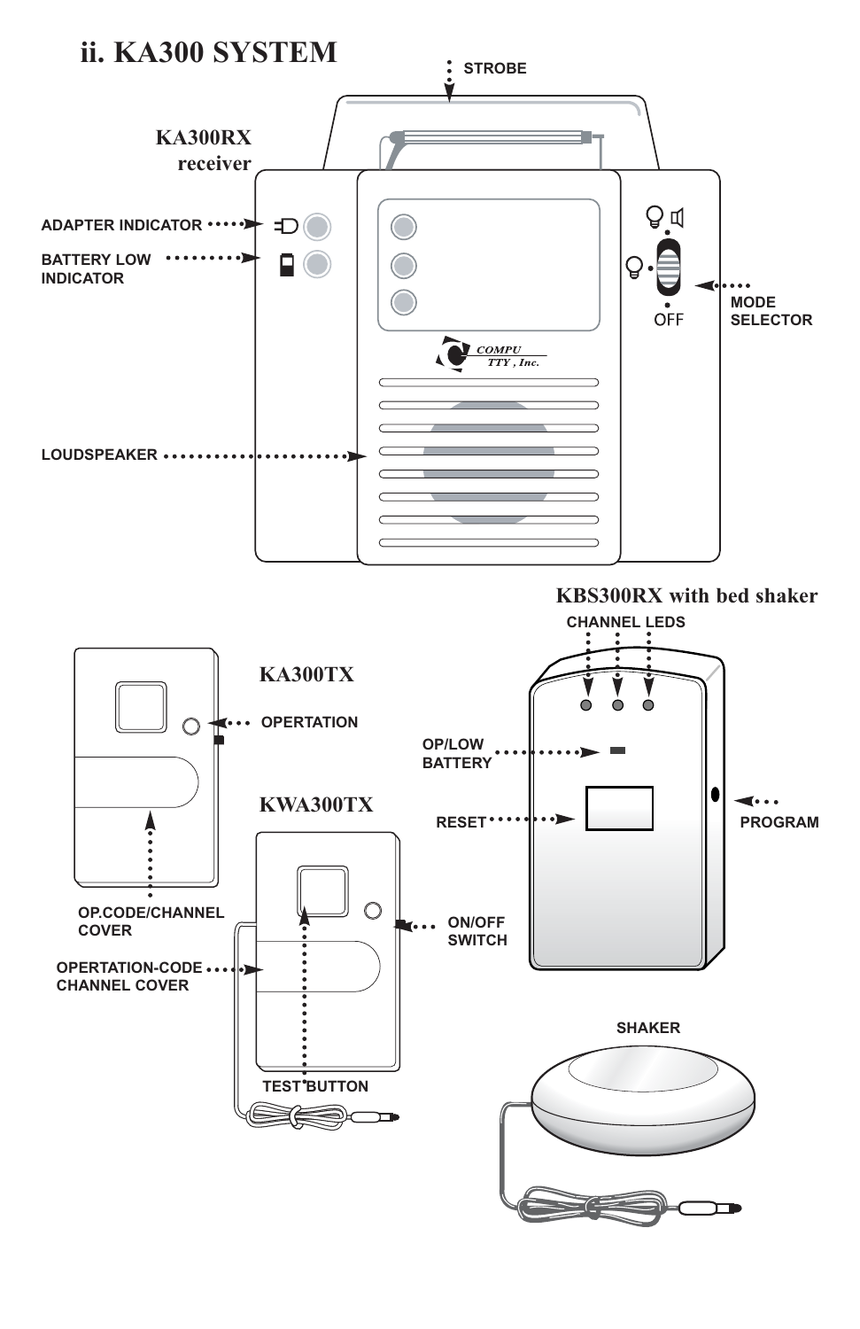# ii. KA300 SYSTEM

## KA300RX receiver

- STROBE
- ADAPTER INDICATOR
- BATTERY LOW INDICATOR
- MODE SELECTOR
- OFF
- COMPU TTY, Inc.
- LOUDSPEAKER

## KBS300RX with bed shaker

- CHANNEL LEDS
- OP/LOW BATTERY
- RESET
- PROGRAM
- SHAKER

## KA300TX

- OPERTATION
- OP.CODE/CHANNEL COVER

## KWA300TX

- OPERTATION-CODE CHANNEL COVER
- ON/OFF SWITCH
- TEST BUTTON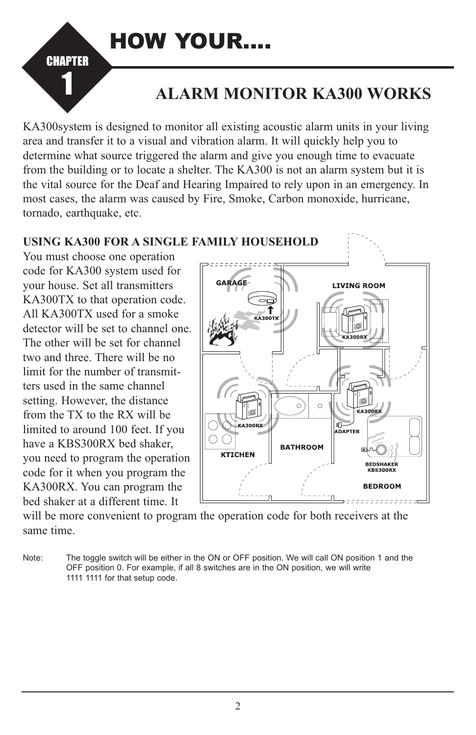# HOW YOUR....

CHAPTER 1

## ALARM MONITOR KA300 WORKS

KA300system is designed to monitor all existing acoustic alarm units in your living area and transfer it to a visual and vibration alarm. It will quickly help you to determine what source triggered the alarm and give you enough time to evacuate from the building or to locate a shelter. The KA300 is not an alarm system but it is the vital source for the Deaf and Hearing Impaired to rely upon in an emergency. In most cases, the alarm was caused by Fire, Smoke, Carbon monoxide, hurricane, tornado, earthquake, etc.

### USING KA300 FOR A SINGLE FAMILY HOUSEHOLD

You must choose one operation code for KA300 system used for your house. Set all transmitters KA300TX to that operation code. All KA300TX used for a smoke detector will be set to channel one. The other will be set for channel two and three. There will be no limit for the number of transmitters used in the same channel setting. However, the distance from the TX to the RX will be limited to around 100 feet. If you have a KBS300RX bed shaker, you need to program the operation code for it when you program the KA300RX. You can program the bed shaker at a different time. It will be more convenient to program the operation code for both receivers at the same time.

Note: The toggle switch will be either in the ON or OFF position. We will call ON position 1 and the OFF position 0. For example, if all 8 switches are in the ON position, we will write 1111 1111 for that setup code.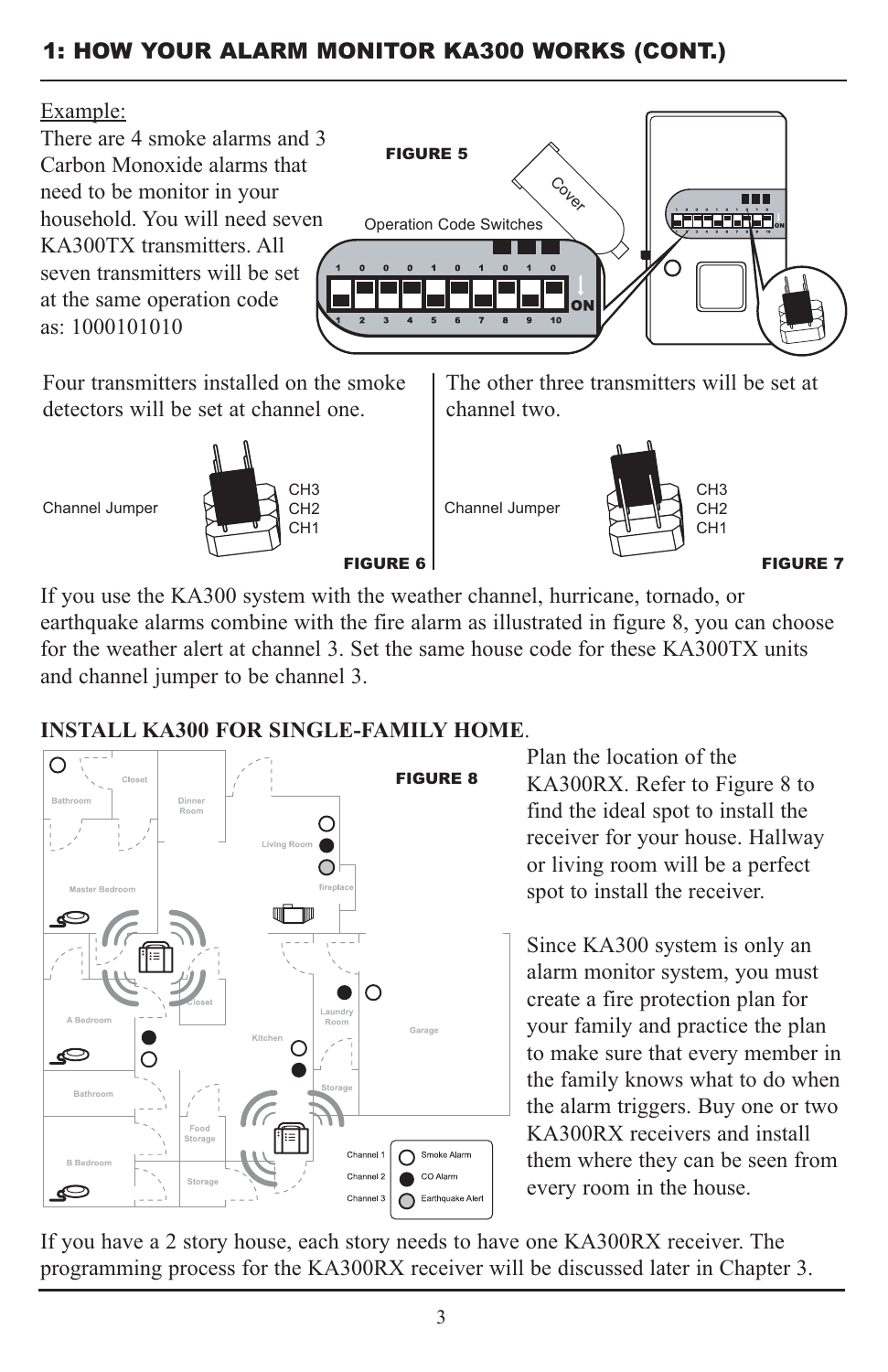## 1: HOW YOUR ALARM MONITOR KA300 WORKS (CONT.)

Example:
There are 4 smoke alarms and 3 Carbon Monoxide alarms that need to be monitor in your household. You will need seven KA300TX transmitters. All seven transmitters will be set at the same operation code as: 1000101010

FIGURE 5

Operation Code Switches

Cover

Four transmitters installed on the smoke detectors will be set at channel one.

Channel Jumper CH3 CH2 CH1

FIGURE 6

The other three transmitters will be set at channel two.

Channel Jumper CH3 CH2 CH1

FIGURE 7

If you use the KA300 system with the weather channel, hurricane, tornado, or earthquake alarms combine with the fire alarm as illustrated in figure 8, you can choose for the weather alert at channel 3. Set the same house code for these KA300TX units and channel jumper to be channel 3.

**INSTALL KA300 FOR SINGLE-FAMILY HOME**.

FIGURE 8

| Channel 1 | Smoke Alarm |
|---|---|
| Channel 2 | CO Alarm |
| Channel 3 | Earthquake Alert |

Plan the location of the KA300RX. Refer to Figure 8 to find the ideal spot to install the receiver for your house. Hallway or living room will be a perfect spot to install the receiver.

Since KA300 system is only an alarm monitor system, you must create a fire protection plan for your family and practice the plan to make sure that every member in the family knows what to do when the alarm triggers. Buy one or two KA300RX receivers and install them where they can be seen from every room in the house.

If you have a 2 story house, each story needs to have one KA300RX receiver. The programming process for the KA300RX receiver will be discussed later in Chapter 3.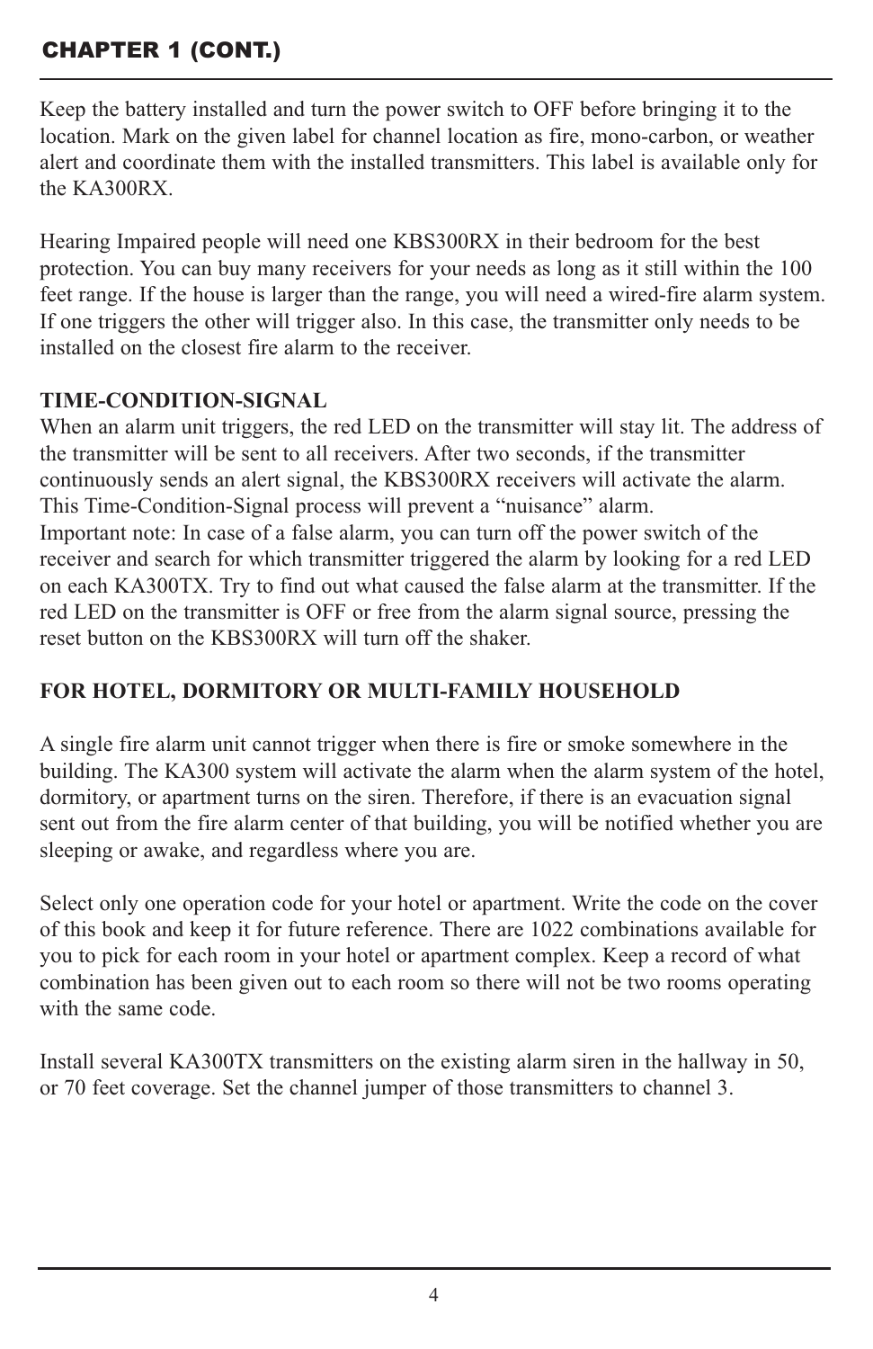## CHAPTER 1 (CONT.)

Keep the battery installed and turn the power switch to OFF before bringing it to the location. Mark on the given label for channel location as fire, mono-carbon, or weather alert and coordinate them with the installed transmitters. This label is available only for the KA300RX.

Hearing Impaired people will need one KBS300RX in their bedroom for the best protection. You can buy many receivers for your needs as long as it still within the 100 feet range. If the house is larger than the range, you will need a wired-fire alarm system. If one triggers the other will trigger also. In this case, the transmitter only needs to be installed on the closest fire alarm to the receiver.

**TIME-CONDITION-SIGNAL**

When an alarm unit triggers, the red LED on the transmitter will stay lit. The address of the transmitter will be sent to all receivers. After two seconds, if the transmitter continuously sends an alert signal, the KBS300RX receivers will activate the alarm. This Time-Condition-Signal process will prevent a "nuisance" alarm.
Important note: In case of a false alarm, you can turn off the power switch of the receiver and search for which transmitter triggered the alarm by looking for a red LED on each KA300TX. Try to find out what caused the false alarm at the transmitter. If the red LED on the transmitter is OFF or free from the alarm signal source, pressing the reset button on the KBS300RX will turn off the shaker.

**FOR HOTEL, DORMITORY OR MULTI-FAMILY HOUSEHOLD**

A single fire alarm unit cannot trigger when there is fire or smoke somewhere in the building. The KA300 system will activate the alarm when the alarm system of the hotel, dormitory, or apartment turns on the siren. Therefore, if there is an evacuation signal sent out from the fire alarm center of that building, you will be notified whether you are sleeping or awake, and regardless where you are.

Select only one operation code for your hotel or apartment. Write the code on the cover of this book and keep it for future reference. There are 1022 combinations available for you to pick for each room in your hotel or apartment complex. Keep a record of what combination has been given out to each room so there will not be two rooms operating with the same code.

Install several KA300TX transmitters on the existing alarm siren in the hallway in 50, or 70 feet coverage. Set the channel jumper of those transmitters to channel 3.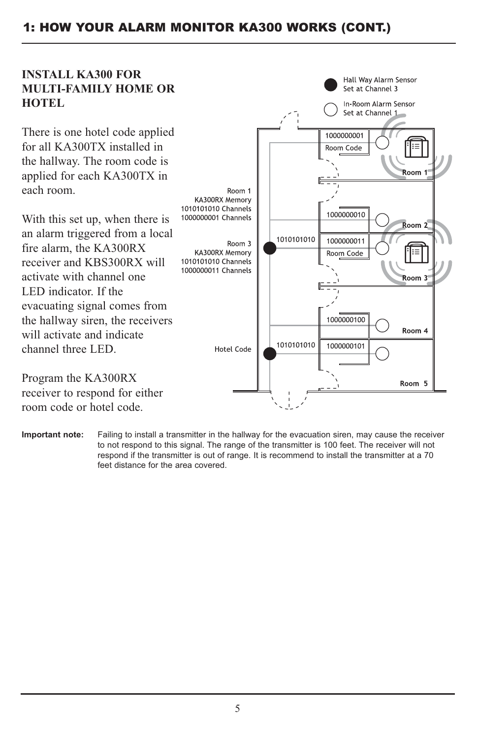## 1: HOW YOUR ALARM MONITOR KA300 WORKS (CONT.)

### INSTALL KA300 FOR MULTI-FAMILY HOME OR HOTEL

There is one hotel code applied for all KA300TX installed in the hallway. The room code is applied for each KA300TX in each room.

With this set up, when there is an alarm triggered from a local fire alarm, the KA300RX receiver and KBS300RX will activate with channel one LED indicator. If the evacuating signal comes from the hallway siren, the receivers will activate and indicate channel three LED.

Program the KA300RX receiver to respond for either room code or hotel code.

Hall Way Alarm Sensor Set at Channel 3

In-Room Alarm Sensor Set at Channel 1

Room 1 KA300RX Memory 1010101010 Channels 1000000001 Channels

Room 3 KA300RX Memory 1010101010 Channels 1000000011 Channels

Hotel Code

| Room | Room Code |
|---|---|
| Room 1 | 1000000001 |
| Room 2 | 1000000010 |
| Room 3 | 1000000011 |
| Room 4 | 1000000100 |
| Room 5 | 1000000101 |

Hotel Code (hallway): 1010101010

**Important note:** Failing to install a transmitter in the hallway for the evacuation siren, may cause the receiver to not respond to this signal. The range of the transmitter is 100 feet. The receiver will not respond if the transmitter is out of range. It is recommend to install the transmitter at a 70 feet distance for the area covered.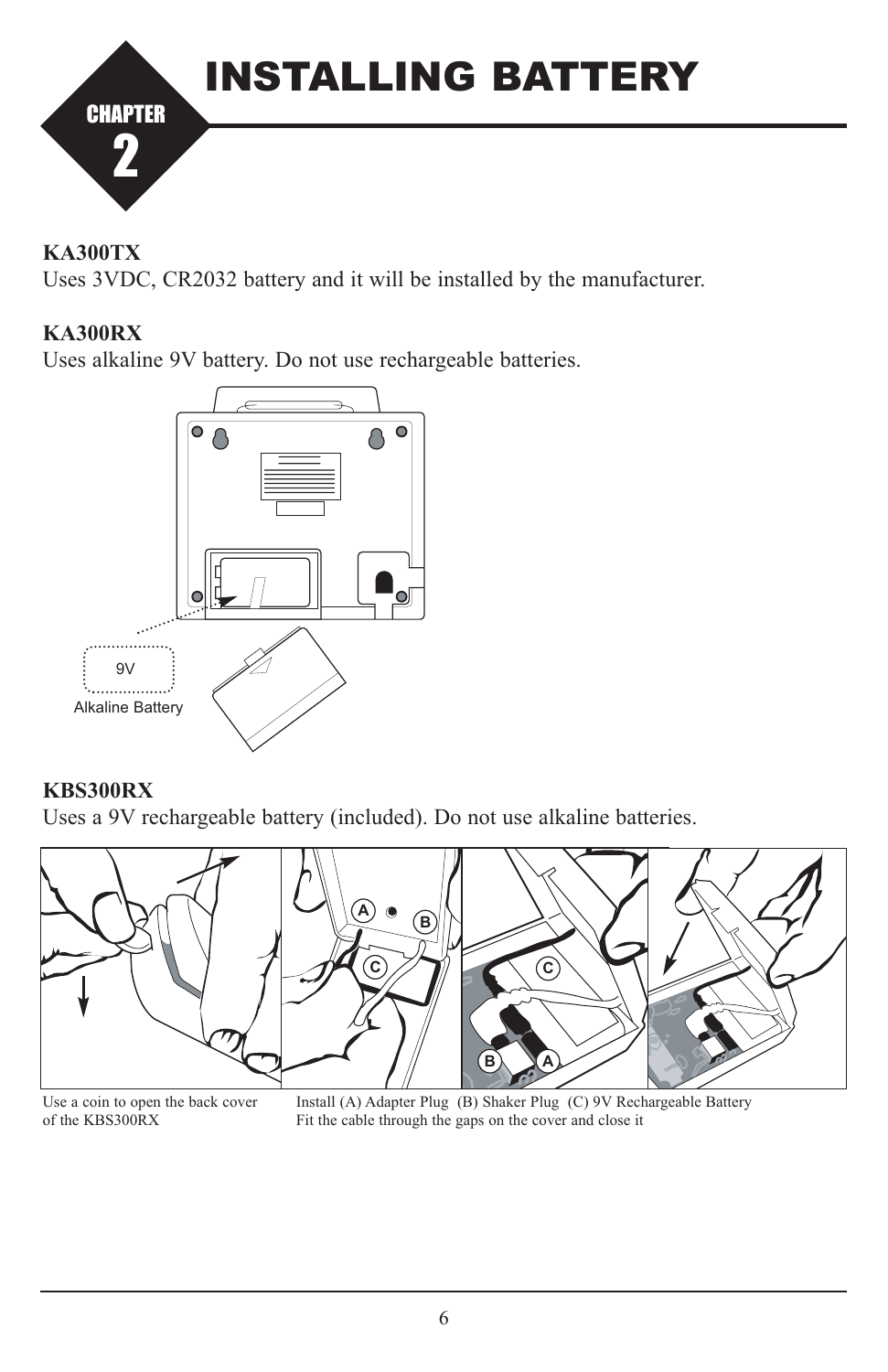# CHAPTER 2 INSTALLING BATTERY

**KA300TX**
Uses 3VDC, CR2032 battery and it will be installed by the manufacturer.

**KA300RX**
Uses alkaline 9V battery. Do not use rechargeable batteries.

9V
Alkaline Battery

**KBS300RX**
Uses a 9V rechargeable battery (included). Do not use alkaline batteries.

Use a coin to open the back cover of the KBS300RX

Install (A) Adapter Plug (B) Shaker Plug (C) 9V Rechargeable Battery
Fit the cable through the gaps on the cover and close it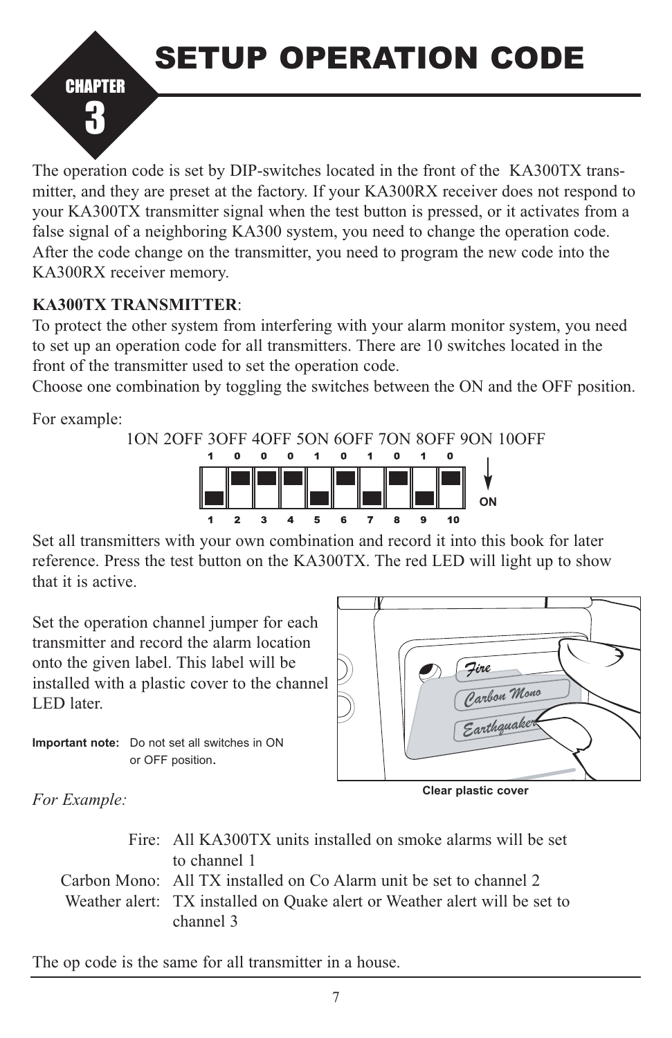# CHAPTER 3 — SETUP OPERATION CODE

The operation code is set by DIP-switches located in the front of the KA300TX transmitter, and they are preset at the factory. If your KA300RX receiver does not respond to your KA300TX transmitter signal when the test button is pressed, or it activates from a false signal of a neighboring KA300 system, you need to change the operation code. After the code change on the transmitter, you need to program the new code into the KA300RX receiver memory.

**KA300TX TRANSMITTER**:
To protect the other system from interfering with your alarm monitor system, you need to set up an operation code for all transmitters. There are 10 switches located in the front of the transmitter used to set the operation code.
Choose one combination by toggling the switches between the ON and the OFF position.

For example:

1ON 2OFF 3OFF 4OFF 5ON 6OFF 7ON 8OFF 9ON 10OFF

| 1 | 0 | 0 | 0 | 1 | 0 | 1 | 0 | 1 | 0 |
|---|---|---|---|---|---|---|---|---|---|
| 1 | 2 | 3 | 4 | 5 | 6 | 7 | 8 | 9 | 10 |

ON

Set all transmitters with your own combination and record it into this book for later reference. Press the test button on the KA300TX. The red LED will light up to show that it is active.

Set the operation channel jumper for each transmitter and record the alarm location onto the given label. This label will be installed with a plastic cover to the channel LED later.

**Important note:** Do not set all switches in ON or OFF position.

Clear plastic cover

*For Example:*

- Fire: All KA300TX units installed on smoke alarms will be set to channel 1
- Carbon Mono: All TX installed on Co Alarm unit be set to channel 2
- Weather alert: TX installed on Quake alert or Weather alert will be set to channel 3

The op code is the same for all transmitter in a house.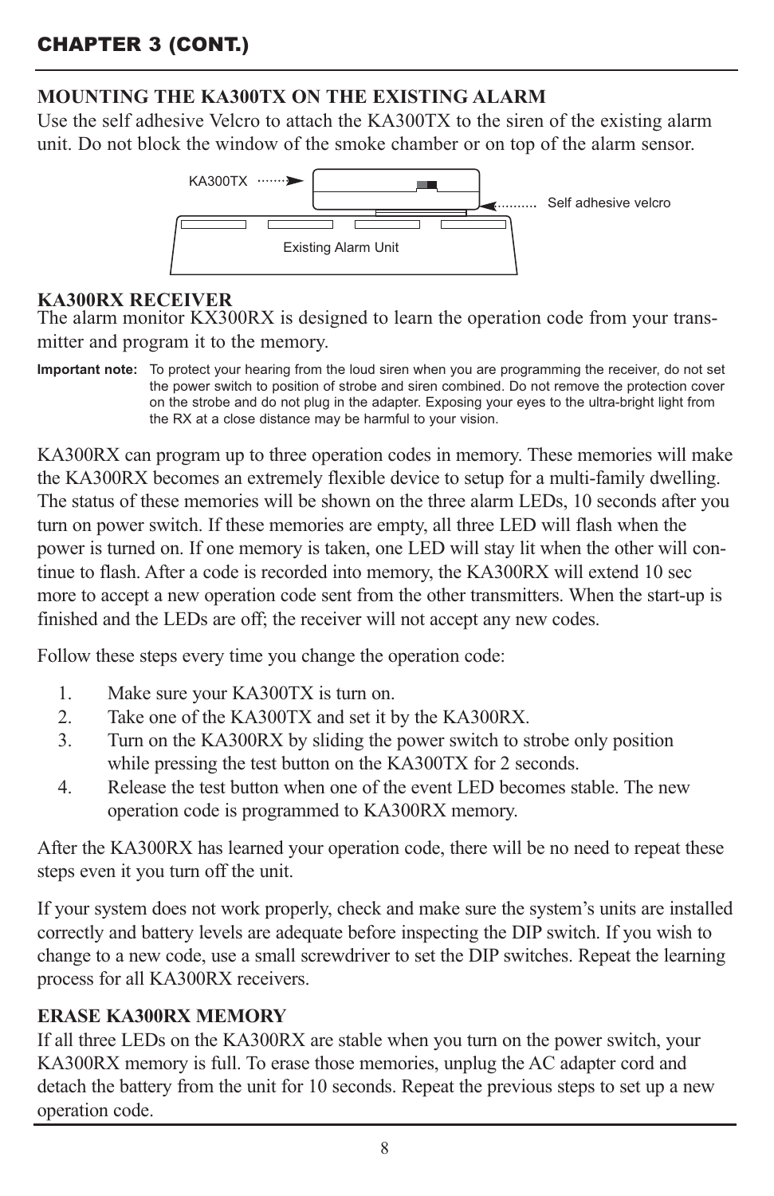## CHAPTER 3 (CONT.)

### MOUNTING THE KA300TX ON THE EXISTING ALARM

Use the self adhesive Velcro to attach the KA300TX to the siren of the existing alarm unit. Do not block the window of the smoke chamber or on top of the alarm sensor.

KA300TX

Self adhesive velcro

Existing Alarm Unit

### KA300RX RECEIVER

The alarm monitor KX300RX is designed to learn the operation code from your transmitter and program it to the memory.

**Important note:** To protect your hearing from the loud siren when you are programming the receiver, do not set the power switch to position of strobe and siren combined. Do not remove the protection cover on the strobe and do not plug in the adapter. Exposing your eyes to the ultra-bright light from the RX at a close distance may be harmful to your vision.

KA300RX can program up to three operation codes in memory. These memories will make the KA300RX becomes an extremely flexible device to setup for a multi-family dwelling. The status of these memories will be shown on the three alarm LEDs, 10 seconds after you turn on power switch. If these memories are empty, all three LED will flash when the power is turned on. If one memory is taken, one LED will stay lit when the other will continue to flash. After a code is recorded into memory, the KA300RX will extend 10 sec more to accept a new operation code sent from the other transmitters. When the start-up is finished and the LEDs are off; the receiver will not accept any new codes.

Follow these steps every time you change the operation code:

1. Make sure your KA300TX is turn on.
2. Take one of the KA300TX and set it by the KA300RX.
3. Turn on the KA300RX by sliding the power switch to strobe only position while pressing the test button on the KA300TX for 2 seconds.
4. Release the test button when one of the event LED becomes stable. The new operation code is programmed to KA300RX memory.

After the KA300RX has learned your operation code, there will be no need to repeat these steps even it you turn off the unit.

If your system does not work properly, check and make sure the system's units are installed correctly and battery levels are adequate before inspecting the DIP switch. If you wish to change to a new code, use a small screwdriver to set the DIP switches. Repeat the learning process for all KA300RX receivers.

### ERASE KA300RX MEMORY

If all three LEDs on the KA300RX are stable when you turn on the power switch, your KA300RX memory is full. To erase those memories, unplug the AC adapter cord and detach the battery from the unit for 10 seconds. Repeat the previous steps to set up a new operation code.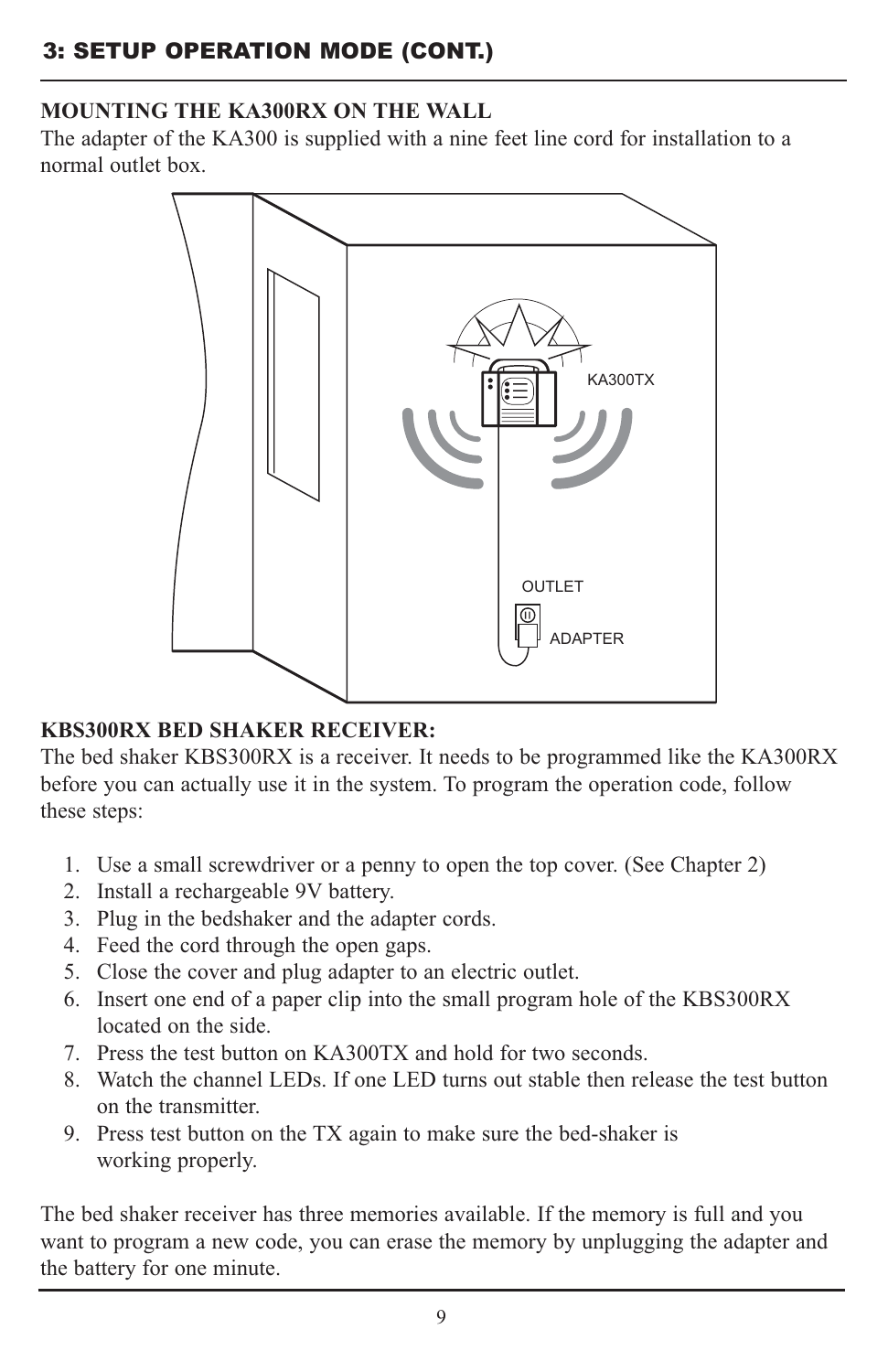## 3: SETUP OPERATION MODE (CONT.)

**MOUNTING THE KA300RX ON THE WALL**

The adapter of the KA300 is supplied with a nine feet line cord for installation to a normal outlet box.

**KBS300RX BED SHAKER RECEIVER:**

The bed shaker KBS300RX is a receiver. It needs to be programmed like the KA300RX before you can actually use it in the system. To program the operation code, follow these steps:

1. Use a small screwdriver or a penny to open the top cover. (See Chapter 2)
2. Install a rechargeable 9V battery.
3. Plug in the bedshaker and the adapter cords.
4. Feed the cord through the open gaps.
5. Close the cover and plug adapter to an electric outlet.
6. Insert one end of a paper clip into the small program hole of the KBS300RX located on the side.
7. Press the test button on KA300TX and hold for two seconds.
8. Watch the channel LEDs. If one LED turns out stable then release the test button on the transmitter.
9. Press test button on the TX again to make sure the bed-shaker is working properly.

The bed shaker receiver has three memories available. If the memory is full and you want to program a new code, you can erase the memory by unplugging the adapter and the battery for one minute.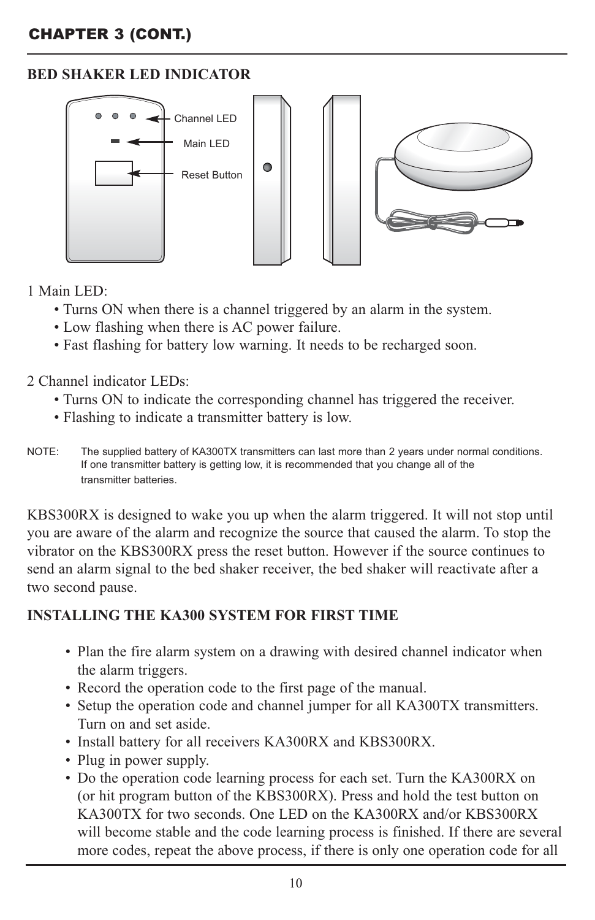## CHAPTER 3 (CONT.)

### BED SHAKER LED INDICATOR

Channel LED

Main LED

Reset Button

1 Main LED:

- Turns ON when there is a channel triggered by an alarm in the system.
- Low flashing when there is AC power failure.
- Fast flashing for battery low warning. It needs to be recharged soon.

2 Channel indicator LEDs:

- Turns ON to indicate the corresponding channel has triggered the receiver.
- Flashing to indicate a transmitter battery is low.

NOTE: The supplied battery of KA300TX transmitters can last more than 2 years under normal conditions. If one transmitter battery is getting low, it is recommended that you change all of the transmitter batteries.

KBS300RX is designed to wake you up when the alarm triggered. It will not stop until you are aware of the alarm and recognize the source that caused the alarm. To stop the vibrator on the KBS300RX press the reset button. However if the source continues to send an alarm signal to the bed shaker receiver, the bed shaker will reactivate after a two second pause.

### INSTALLING THE KA300 SYSTEM FOR FIRST TIME

- Plan the fire alarm system on a drawing with desired channel indicator when the alarm triggers.
- Record the operation code to the first page of the manual.
- Setup the operation code and channel jumper for all KA300TX transmitters. Turn on and set aside.
- Install battery for all receivers KA300RX and KBS300RX.
- Plug in power supply.
- Do the operation code learning process for each set. Turn the KA300RX on (or hit program button of the KBS300RX). Press and hold the test button on KA300TX for two seconds. One LED on the KA300RX and/or KBS300RX will become stable and the code learning process is finished. If there are several more codes, repeat the above process, if there is only one operation code for all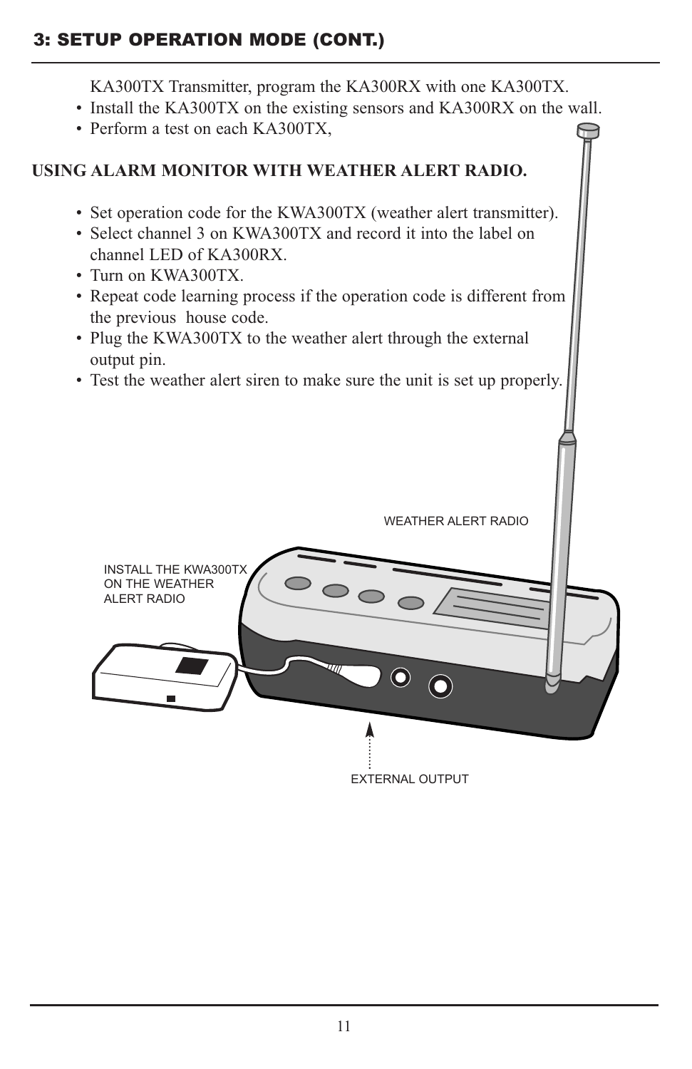## 3: SETUP OPERATION MODE (CONT.)

KA300TX Transmitter, program the KA300RX with one KA300TX.

- Install the KA300TX on the existing sensors and KA300RX on the wall.
- Perform a test on each KA300TX,

**USING ALARM MONITOR WITH WEATHER ALERT RADIO.**

- Set operation code for the KWA300TX (weather alert transmitter).
- Select channel 3 on KWA300TX and record it into the label on channel LED of KA300RX.
- Turn on KWA300TX.
- Repeat code learning process if the operation code is different from the previous house code.
- Plug the KWA300TX to the weather alert through the external output pin.
- Test the weather alert siren to make sure the unit is set up properly.

WEATHER ALERT RADIO

INSTALL THE KWA300TX ON THE WEATHER ALERT RADIO

EXTERNAL OUTPUT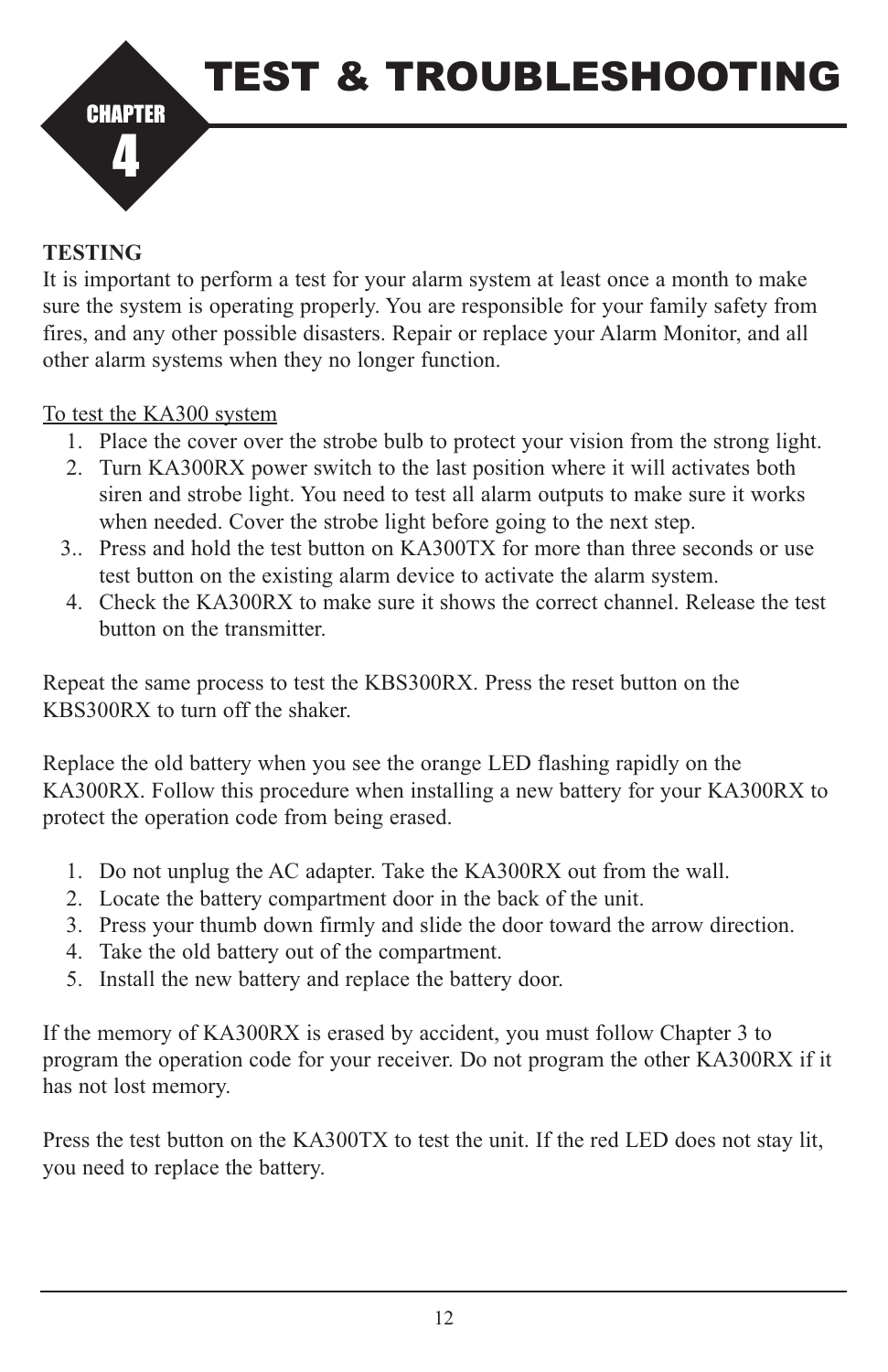# CHAPTER 4 TEST & TROUBLESHOOTING

**TESTING**

It is important to perform a test for your alarm system at least once a month to make sure the system is operating properly. You are responsible for your family safety from fires, and any other possible disasters. Repair or replace your Alarm Monitor, and all other alarm systems when they no longer function.

To test the KA300 system

1. Place the cover over the strobe bulb to protect your vision from the strong light.
2. Turn KA300RX power switch to the last position where it will activates both siren and strobe light. You need to test all alarm outputs to make sure it works when needed. Cover the strobe light before going to the next step.
3. Press and hold the test button on KA300TX for more than three seconds or use test button on the existing alarm device to activate the alarm system.
4. Check the KA300RX to make sure it shows the correct channel. Release the test button on the transmitter.

Repeat the same process to test the KBS300RX. Press the reset button on the KBS300RX to turn off the shaker.

Replace the old battery when you see the orange LED flashing rapidly on the KA300RX. Follow this procedure when installing a new battery for your KA300RX to protect the operation code from being erased.

1. Do not unplug the AC adapter. Take the KA300RX out from the wall.
2. Locate the battery compartment door in the back of the unit.
3. Press your thumb down firmly and slide the door toward the arrow direction.
4. Take the old battery out of the compartment.
5. Install the new battery and replace the battery door.

If the memory of KA300RX is erased by accident, you must follow Chapter 3 to program the operation code for your receiver. Do not program the other KA300RX if it has not lost memory.

Press the test button on the KA300TX to test the unit. If the red LED does not stay lit, you need to replace the battery.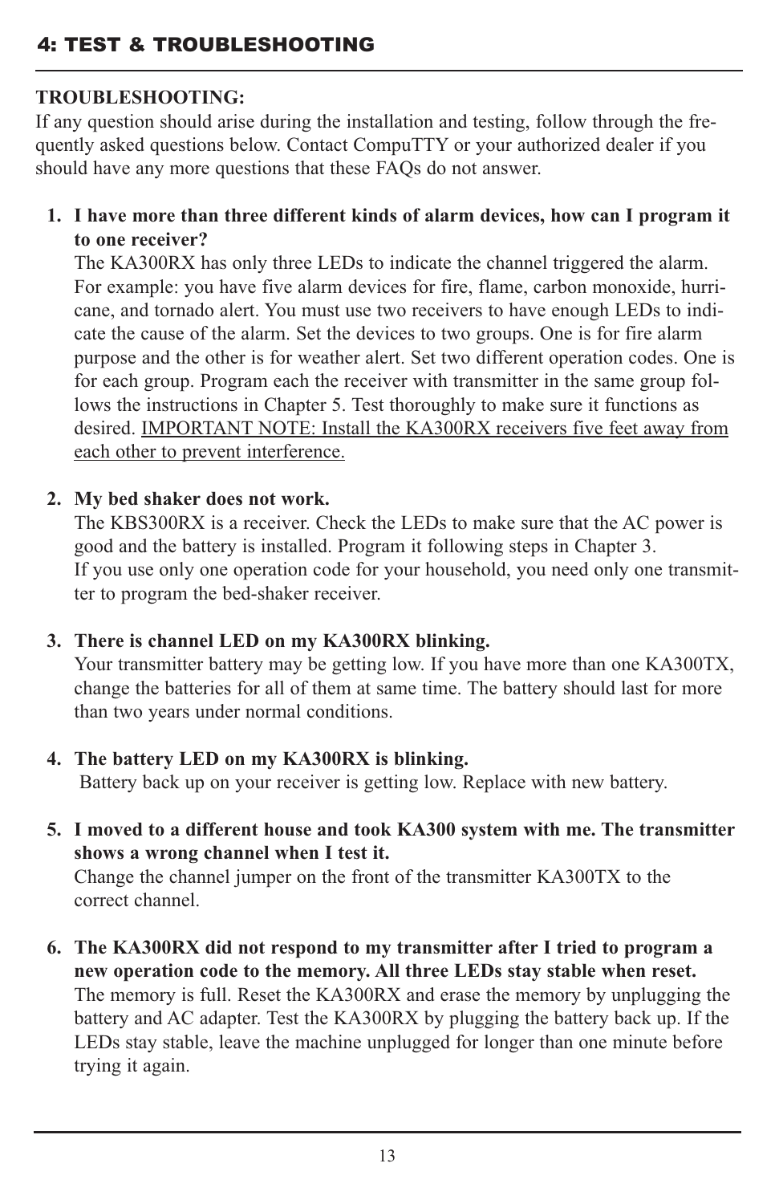## 4: TEST & TROUBLESHOOTING

**TROUBLESHOOTING:**

If any question should arise during the installation and testing, follow through the frequently asked questions below. Contact CompuTTY or your authorized dealer if you should have any more questions that these FAQs do not answer.

1. **I have more than three different kinds of alarm devices, how can I program it to one receiver?**
   The KA300RX has only three LEDs to indicate the channel triggered the alarm. For example: you have five alarm devices for fire, flame, carbon monoxide, hurricane, and tornado alert. You must use two receivers to have enough LEDs to indicate the cause of the alarm. Set the devices to two groups. One is for fire alarm purpose and the other is for weather alert. Set two different operation codes. One is for each group. Program each the receiver with transmitter in the same group follows the instructions in Chapter 5. Test thoroughly to make sure it functions as desired. <u>IMPORTANT NOTE: Install the KA300RX receivers five feet away from each other to prevent interference.</u>

2. **My bed shaker does not work.**
   The KBS300RX is a receiver. Check the LEDs to make sure that the AC power is good and the battery is installed. Program it following steps in Chapter 3.
   If you use only one operation code for your household, you need only one transmitter to program the bed-shaker receiver.

3. **There is channel LED on my KA300RX blinking.**
   Your transmitter battery may be getting low. If you have more than one KA300TX, change the batteries for all of them at same time. The battery should last for more than two years under normal conditions.

4. **The battery LED on my KA300RX is blinking.**
   Battery back up on your receiver is getting low. Replace with new battery.

5. **I moved to a different house and took KA300 system with me. The transmitter shows a wrong channel when I test it.**
   Change the channel jumper on the front of the transmitter KA300TX to the correct channel.

6. **The KA300RX did not respond to my transmitter after I tried to program a new operation code to the memory. All three LEDs stay stable when reset.**
   The memory is full. Reset the KA300RX and erase the memory by unplugging the battery and AC adapter. Test the KA300RX by plugging the battery back up. If the LEDs stay stable, leave the machine unplugged for longer than one minute before trying it again.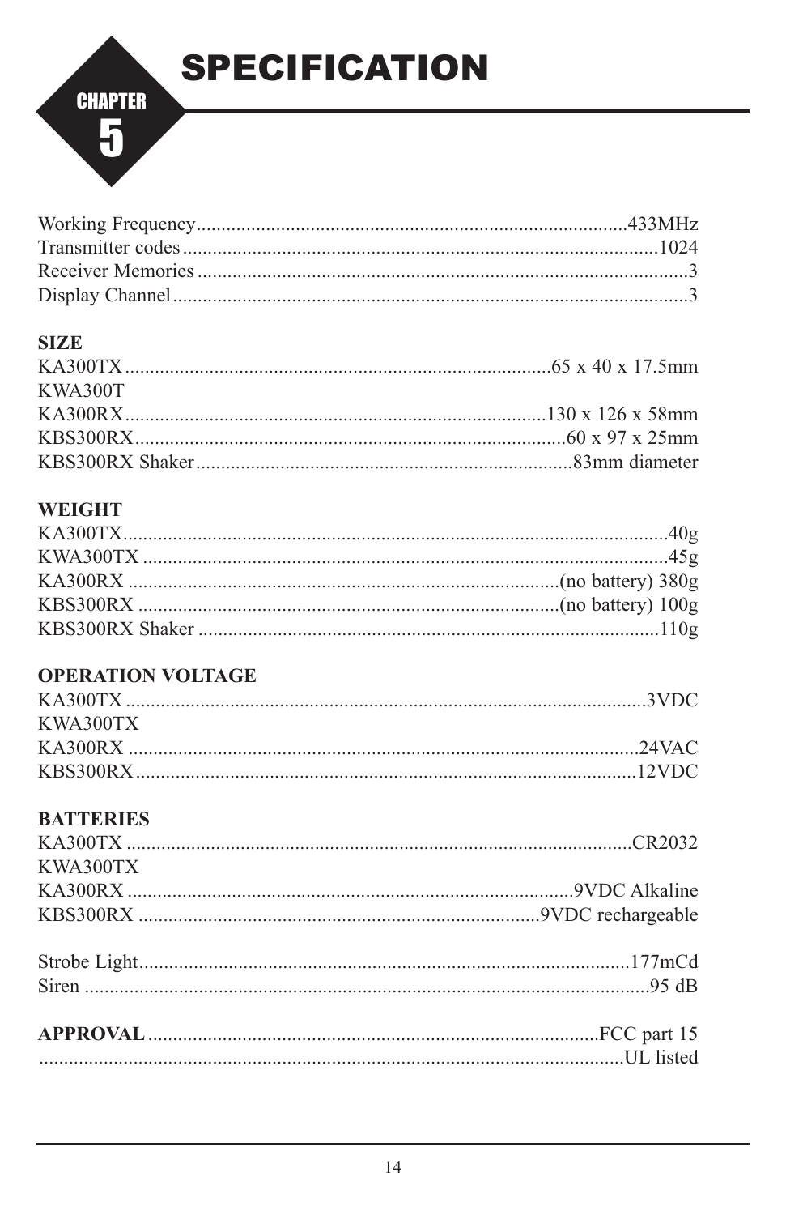# CHAPTER 5 SPECIFICATION

Working Frequency......................................................................................433MHz
Transmitter codes...............................................................................................1024
Receiver Memories..................................................................................................3
Display Channel.......................................................................................................3

**SIZE**

KA300TX.....................................................................................65 x 40 x 17.5mm
KWA300T
KA300RX....................................................................................130 x 126 x 58mm
KBS300RX......................................................................................60 x 97 x 25mm
KBS300RX Shaker..........................................................................83mm diameter

**WEIGHT**

KA300TX.............................................................................................................40g
KWA300TX.........................................................................................................45g
KA300RX.......................................................................................(no battery) 380g
KBS300RX.....................................................................................(no battery) 100g
KBS300RX Shaker.............................................................................................110g

**OPERATION VOLTAGE**

KA300TX........................................................................................................3VDC
KWA300TX
KA300RX.......................................................................................................24VAC
KBS300RX....................................................................................................12VDC

**BATTERIES**

KA300TX......................................................................................................CR2032
KWA300TX
KA300RX..........................................................................................9VDC Alkaline
KBS300RX.................................................................................9VDC rechargeable

Strobe Light...................................................................................................177mCd
Siren...............................................................................................................95 dB

**APPROVAL**..........................................................................................FCC part 15
.......................................................................................................................UL listed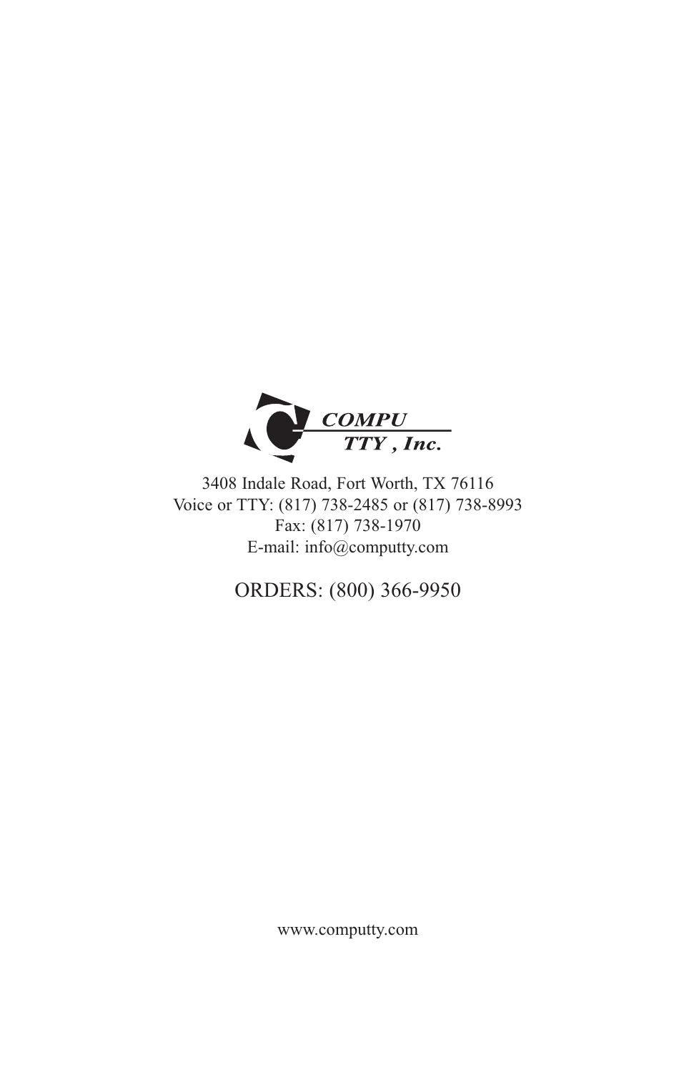**COMPU**
**TTY , Inc.**

3408 Indale Road, Fort Worth, TX 76116
Voice or TTY: (817) 738-2485 or (817) 738-8993
Fax: (817) 738-1970
E-mail: info@computty.com

ORDERS: (800) 366-9950

www.computty.com